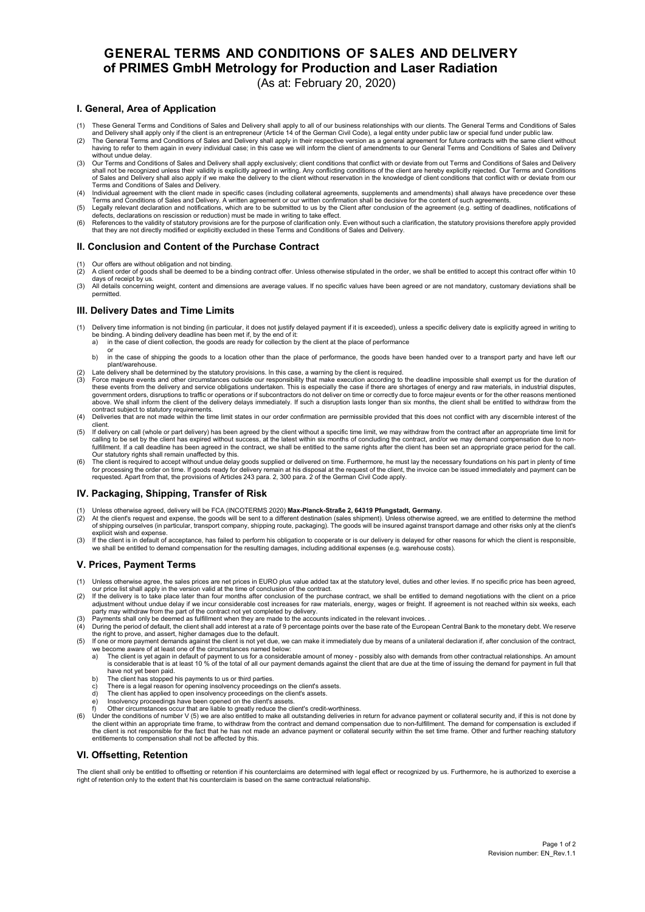# GENERAL TERMS AND CONDITIONS OF SALES AND DELIVERY of PRIMES GmbH Metrology for Production and Laser Radiation

(As at: February 20, 2020)

## I. General, Area of Application

(1) These General Terms and Conditions of Sales and Delivery shall apply to all of our business relationships with our clients. The General Terms and Conditions of Sales and Delivery shall apply only if the client is an entrepreneur (Article 14 of the German Civil Code), a legal entity under public law or special fund under public law.

(2) The General Terms and Conditions of Sales and Delivery shall apply in their respective version as a general agreement for future contracts with the same client without having to refer to them again in every individual case; in this case we will inform the client of amendments to our General Terms and Conditions of Sales and Delivery without undue delay.

(3) Our Terms and Conditions of Sales and Delivery shall apply exclusively; client conditions that conflict with or deviate from out Terms and Conditions of Sales and Delivery shall not be recognized unless their validity is explicitly agreed in writing. Any conflicting conditions of the client are hereby explicitly rejected. Our Terms and Conditions of Sales and Delivery shall also apply if we make the delivery to the client without reservation in the knowledge of client conditions that conflict with or deviate from our Terms and Conditions of Sales and Delivery.

(4) Individual agreement with the client made in specific cases (including collateral agreements, supplements and amendments) shall always have precedence over these Terms and Conditions of Sales and Delivery. A written agreement or our written confirmation shall be decisive for the content of such agreements.

(5) Legally relevant declaration and notifications, which are to be submitted to us by the Client after conclusion of the agreement (e.g. setting of deadlines, notifications of defects, declarations on rescission or reduction) must be made in writing to take effect.

(6) References to the validity of statutory provisions are for the purpose of clarification only. Even without such a clarification, the statutory provisions therefore apply provided that they are not directly modified or explicitly excluded in these Terms and Conditions of Sales and Delivery.

## II. Conclusion and Content of the Purchase Contract

(1) Our offers are without obligation and not binding.

(2) A client order of goods shall be deemed to be a binding contract offer. Unless otherwise stipulated in the order, we shall be entitled to accept this contract offer within 10 days of receipt by us.

(3) All details concerning weight, content and dimensions are average values. If no specific values have been agreed or are not mandatory, customary deviations shall be permitted.

## III. Delivery Dates and Time Limits

(1) Delivery time information is not binding (in particular, it does not justify delayed payment if it is exceeded), unless a specific delivery date is explicitly agreed in writing to be binding. A binding delivery deadline has been met if, by the end of it:
   a) in the case of client collection, the goods are ready for collection by the client at the place of performance
   or
   b) in the case of shipping the goods to a location other than the place of performance, the goods have been handed over to a transport party and have left our plant/warehouse.

(2) Late delivery shall be determined by the statutory provisions. In this case, a warning by the client is required.

(3) Force majeure events and other circumstances outside our responsibility that make execution according to the deadline impossible shall exempt us for the duration of these events from the delivery and service obligations undertaken. This is especially the case if there are shortages of energy and raw materials, in industrial disputes, government orders, disruptions to traffic or operations or if subcontractors do not deliver on time or correctly due to force majeur events or for the other reasons mentioned above. We shall inform the client of the delivery delays immediately. If such a disruption lasts longer than six months, the client shall be entitled to withdraw from the contract subject to statutory requirements.

(4) Deliveries that are not made within the time limit states in our order confirmation are permissible provided that this does not conflict with any discernible interest of the client.

(5) If delivery on call (whole or part delivery) has been agreed by the client without a specific time limit, we may withdraw from the contract after an appropriate time limit for calling to be set by the client has expired without success, at the latest within six months of concluding the contract, and/or we may demand compensation due to non-fulfillment. If a call deadline has been agreed in the contract, we shall be entitled to the same rights after the client has been set an appropriate grace period for the call. Our statutory rights shall remain unaffected by this.

(6) The client is required to accept without undue delay goods supplied or delivered on time. Furthermore, he must lay the necessary foundations on his part in plenty of time for processing the order on time. If goods ready for delivery remain at his disposal at the request of the client, the invoice can be issued immediately and payment can be requested. Apart from that, the provisions of Articles 243 para. 2, 300 para. 2 of the German Civil Code apply.

## IV. Packaging, Shipping, Transfer of Risk

(1) Unless otherwise agreed, delivery will be FCA (INCOTERMS 2020) **Max-Planck-Straße 2, 64319 Pfungstadt, Germany.**

(2) At the client's request and expense, the goods will be sent to a different destination (sales shipment). Unless otherwise agreed, we are entitled to determine the method of shipping ourselves (in particular, transport company, shipping route, packaging). The goods will be insured against transport damage and other risks only at the client's explicit wish and expense.

(3) If the client is in default of acceptance, has failed to perform his obligation to cooperate or is our delivery is delayed for other reasons for which the client is responsible, we shall be entitled to demand compensation for the resulting damages, including additional expenses (e.g. warehouse costs).

## V. Prices, Payment Terms

(1) Unless otherwise agree, the sales prices are net prices in EURO plus value added tax at the statutory level, duties and other levies. If no specific price has been agreed, our price list shall apply in the version valid at the time of conclusion of the contract.

(2) If the delivery is to take place later than four months after conclusion of the purchase contract, we shall be entitled to demand negotiations with the client on a price adjustment without undue delay if we incur considerable cost increases for raw materials, energy, wages or freight. If agreement is not reached within six weeks, each party may withdraw from the part of the contract not yet completed by delivery.

(3) Payments shall only be deemed as fulfillment when they are made to the accounts indicated in the relevant invoices. .

(4) During the period of default, the client shall add interest at a rate of 9 percentage points over the base rate of the European Central Bank to the monetary debt. We reserve the right to prove, and assert, higher damages due to the default.

(5) If one or more payment demands against the client is not yet due, we can make it immediately due by means of a unilateral declaration if, after conclusion of the contract, we become aware of at least one of the circumstances named below:
   a) The client is yet again in default of payment to us for a considerable amount of money - possibly also with demands from other contractual relationships. An amount is considerable that is at least 10 % of the total of all our payment demands against the client that are due at the time of issuing the demand for payment in full that have not yet been paid.
   b) The client has stopped his payments to us or third parties.
   c) There is a legal reason for opening insolvency proceedings on the client's assets.
   d) The client has applied to open insolvency proceedings on the client's assets.
   e) Insolvency proceedings have been opened on the client's assets.
   f) Other circumstances occur that are liable to greatly reduce the client's credit-worthiness.

(6) Under the conditions of number V (5) we are also entitled to make all outstanding deliveries in return for advance payment or collateral security and, if this is not done by the client within an appropriate time frame, to withdraw from the contract and demand compensation due to non-fulfillment. The demand for compensation is excluded if the client is not responsible for the fact that he has not made an advance payment or collateral security within the set time frame. Other and further reaching statutory entitlements to compensation shall not be affected by this.

## VI. Offsetting, Retention

The client shall only be entitled to offsetting or retention if his counterclaims are determined with legal effect or recognized by us. Furthermore, he is authorized to exercise a right of retention only to the extent that his counterclaim is based on the same contractual relationship.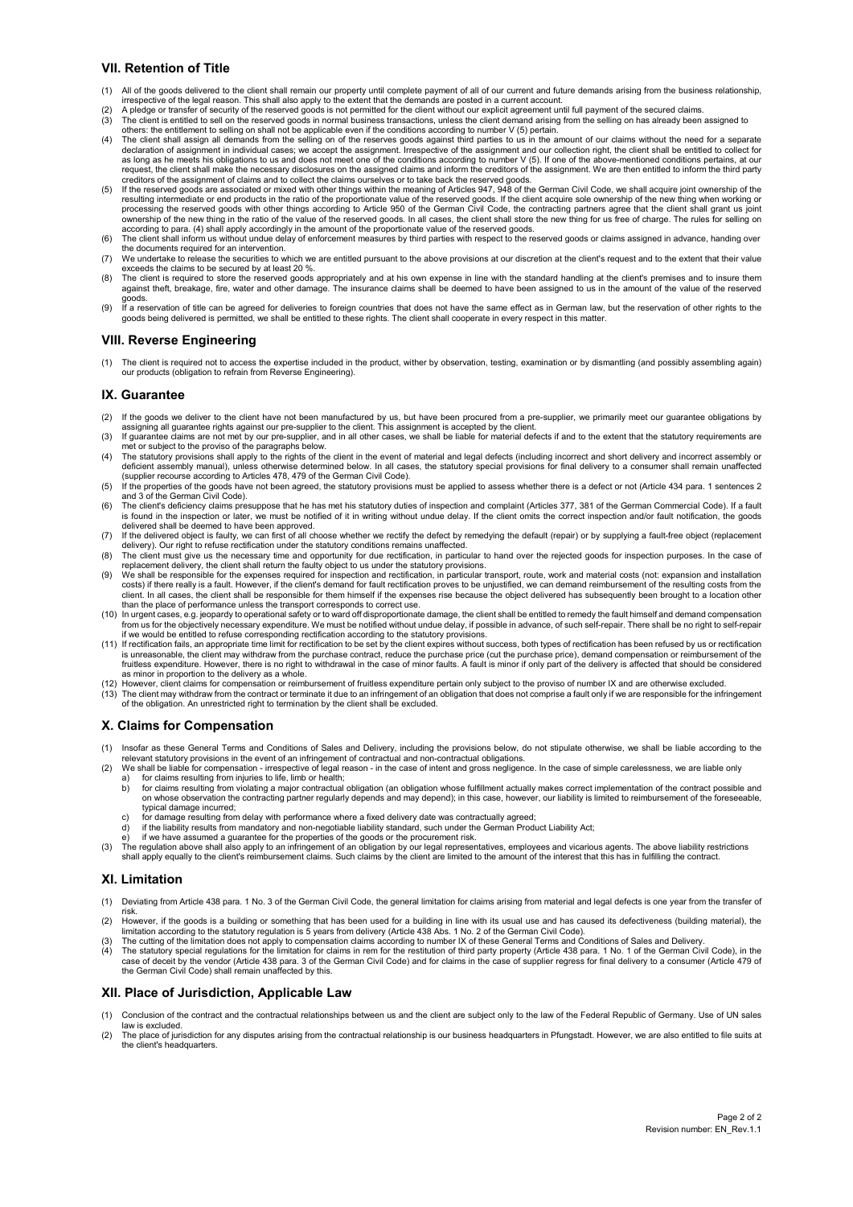## VII. Retention of Title

(1) All of the goods delivered to the client shall remain our property until complete payment of all of our current and future demands arising from the business relationship, irrespective of the legal reason. This shall also apply to the extent that the demands are posted in a current account.

(2) A pledge or transfer of security of the reserved goods is not permitted for the client without our explicit agreement until full payment of the secured claims.

(3) The client is entitled to sell on the reserved goods in normal business transactions, unless the client demand arising from the selling on has already been assigned to others: the entitlement to selling on shall not be applicable even if the conditions according to number V (5) pertain.

(4) The client shall assign all demands from the selling on of the reserves goods against third parties to us in the amount of our claims without the need for a separate declaration of assignment in individual cases; we accept the assignment. Irrespective of the assignment and our collection right, the client shall be entitled to collect for as long as he meets his obligations to us and does not meet one of the conditions according to number V (5). If one of the above-mentioned conditions pertains, at our request, the client shall make the necessary disclosures on the assigned claims and inform the creditors of the assignment. We are then entitled to inform the third party creditors of the assignment of claims and to collect the claims ourselves or to take back the reserved goods.

(5) If the reserved goods are associated or mixed with other things within the meaning of Articles 947, 948 of the German Civil Code, we shall acquire joint ownership of the resulting intermediate or end products in the ratio of the proportionate value of the reserved goods. If the client acquire sole ownership of the new thing when working or processing the reserved goods with other things according to Article 950 of the German Civil Code, the contracting partners agree that the client shall grant us joint ownership of the new thing in the ratio of the value of the reserved goods. In all cases, the client shall store the new thing for us free of charge. The rules for selling on according to para. (4) shall apply accordingly in the amount of the proportionate value of the reserved goods.

(6) The client shall inform us without undue delay of enforcement measures by third parties with respect to the reserved goods or claims assigned in advance, handing over the documents required for an intervention.

(7) We undertake to release the securities to which we are entitled pursuant to the above provisions at our discretion at the client's request and to the extent that their value exceeds the claims to be secured by at least 20 %.

(8) The client is required to store the reserved goods appropriately and at his own expense in line with the standard handling at the client's premises and to insure them against theft, breakage, fire, water and other damage. The insurance claims shall be deemed to have been assigned to us in the amount of the value of the reserved goods.

(9) If a reservation of title can be agreed for deliveries to foreign countries that does not have the same effect as in German law, but the reservation of other rights to the goods being delivered is permitted, we shall be entitled to these rights. The client shall cooperate in every respect in this matter.

## VIII. Reverse Engineering

(1) The client is required not to access the expertise included in the product, wither by observation, testing, examination or by dismantling (and possibly assembling again) our products (obligation to refrain from Reverse Engineering).

## IX. Guarantee

(2) If the goods we deliver to the client have not been manufactured by us, but have been procured from a pre-supplier, we primarily meet our guarantee obligations by assigning all guarantee rights against our pre-supplier to the client. This assignment is accepted by the client.

(3) If guarantee claims are not met by our pre-supplier, and in all other cases, we shall be liable for material defects if and to the extent that the statutory requirements are met or subject to the proviso of the paragraphs below.

(4) The statutory provisions shall apply to the rights of the client in the event of material and legal defects (including incorrect and short delivery and incorrect assembly or deficient assembly manual), unless otherwise determined below. In all cases, the statutory special provisions for final delivery to a consumer shall remain unaffected (supplier recourse according to Articles 478, 479 of the German Civil Code).

(5) If the properties of the goods have not been agreed, the statutory provisions must be applied to assess whether there is a defect or not (Article 434 para. 1 sentences 2 and 3 of the German Civil Code).

(6) The client's deficiency claims presuppose that he has met his statutory duties of inspection and complaint (Articles 377, 381 of the German Commercial Code). If a fault is found in the inspection or later, we must be notified of it in writing without undue delay. If the client omits the correct inspection and/or fault notification, the goods delivered shall be deemed to have been approved.

(7) If the delivered object is faulty, we can first of all choose whether we rectify the defect by remedying the default (repair) or by supplying a fault-free object (replacement delivery). Our right to refuse rectification under the statutory conditions remains unaffected.

(8) The client must give us the necessary time and opportunity for due rectification, in particular to hand over the rejected goods for inspection purposes. In the case of replacement delivery, the client shall return the faulty object to us under the statutory provisions.

(9) We shall be responsible for the expenses required for inspection and rectification, in particular transport, route, work and material costs (not: expansion and installation costs) if there really is a fault. However, if the client's demand for fault rectification proves to be unjustified, we can demand reimbursement of the resulting costs from the client. In all cases, the client shall be responsible for them himself if the expenses rise because the object delivered has subsequently been brought to a location other than the place of performance unless the transport corresponds to correct use.

(10) In urgent cases, e.g. jeopardy to operational safety or to ward off disproportionate damage, the client shall be entitled to remedy the fault himself and demand compensation from us for the objectively necessary expenditure. We must be notified without undue delay, if possible in advance, of such self-repair. There shall be no right to self-repair if we would be entitled to refuse corresponding rectification according to the statutory provisions.

(11) If rectification fails, an appropriate time limit for rectification to be set by the client expires without success, both types of rectification has been refused by us or rectification is unreasonable, the client may withdraw from the purchase contract, reduce the purchase price (cut the purchase price), demand compensation or reimbursement of the fruitless expenditure. However, there is no right to withdrawal in the case of minor faults. A fault is minor if only part of the delivery is affected that should be considered as minor in proportion to the delivery as a whole.

(12) However, client claims for compensation or reimbursement of fruitless expenditure pertain only subject to the proviso of number IX and are otherwise excluded.

(13) The client may withdraw from the contract or terminate it due to an infringement of an obligation that does not comprise a fault only if we are responsible for the infringement of the obligation. An unrestricted right to termination by the client shall be excluded.

## X. Claims for Compensation

(1) Insofar as these General Terms and Conditions of Sales and Delivery, including the provisions below, do not stipulate otherwise, we shall be liable according to the relevant statutory provisions in the event of an infringement of contractual and non-contractual obligations.

(2) We shall be liable for compensation - irrespective of legal reason - in the case of intent and gross negligence. In the case of simple carelessness, we are liable only
   a) for claims resulting from injuries to life, limb or health;
   b) for claims resulting from violating a major contractual obligation (an obligation whose fulfillment actually makes correct implementation of the contract possible and on whose observation the contracting partner regularly depends and may depend); in this case, however, our liability is limited to reimbursement of the foreseeable, typical damage incurred;
   c) for damage resulting from delay with performance where a fixed delivery date was contractually agreed;
   d) if the liability results from mandatory and non-negotiable liability standard, such under the German Product Liability Act;
   e) if we have assumed a guarantee for the properties of the goods or the procurement risk.

(3) The regulation above shall also apply to an infringement of an obligation by our legal representatives, employees and vicarious agents. The above liability restrictions shall apply equally to the client's reimbursement claims. Such claims by the client are limited to the amount of the interest that this has in fulfilling the contract.

## XI. Limitation

(1) Deviating from Article 438 para. 1 No. 3 of the German Civil Code, the general limitation for claims arising from material and legal defects is one year from the transfer of risk.

(2) However, if the goods is a building or something that has been used for a building in line with its usual use and has caused its defectiveness (building material), the limitation according to the statutory regulation is 5 years from delivery (Article 438 Abs. 1 No. 2 of the German Civil Code).

(3) The cutting of the limitation does not apply to compensation claims according to number IX of these General Terms and Conditions of Sales and Delivery.

(4) The statutory special regulations for the limitation for claims in rem for the restitution of third party property (Article 438 para. 1 No. 1 of the German Civil Code), in the case of deceit by the vendor (Article 438 para. 3 of the German Civil Code) and for claims in the case of supplier regress for final delivery to a consumer (Article 479 of the German Civil Code) shall remain unaffected by this.

## XII. Place of Jurisdiction, Applicable Law

(1) Conclusion of the contract and the contractual relationships between us and the client are subject only to the law of the Federal Republic of Germany. Use of UN sales law is excluded.

(2) The place of jurisdiction for any disputes arising from the contractual relationship is our business headquarters in Pfungstadt. However, we are also entitled to file suits at the client's headquarters.

Revision number: EN_Rev.1.1